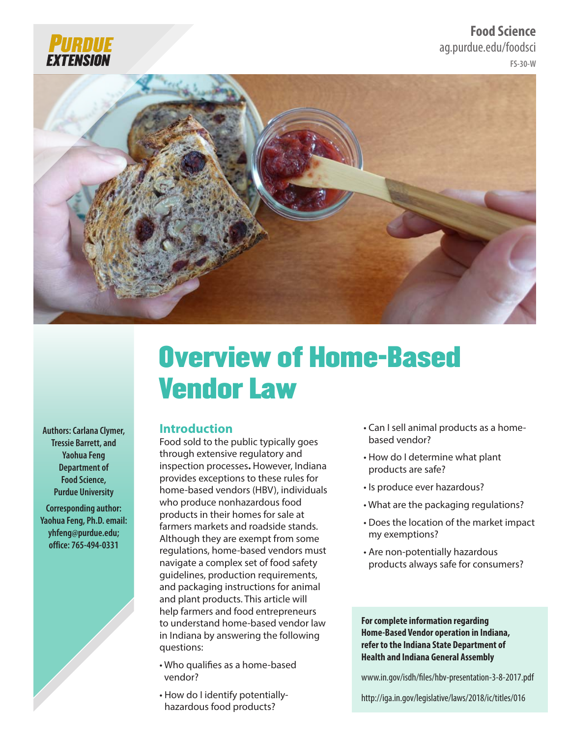Purdue Extension

Food Science
ag.purdue.edu/foodsci
FS-30-W

# Overview of Home-Based Vendor Law

**Authors: Carlana Clymer, Tressie Barrett, and Yaohua Feng**
**Department of Food Science, Purdue University**

**Corresponding author: Yaohua Feng, Ph.D. email: yhfeng@purdue.edu; office: 765-494-0331**

## Introduction

Food sold to the public typically goes through extensive regulatory and inspection processes. However, Indiana provides exceptions to these rules for home-based vendors (HBV), individuals who produce nonhazardous food products in their homes for sale at farmers markets and roadside stands. Although they are exempt from some regulations, home-based vendors must navigate a complex set of food safety guidelines, production requirements, and packaging instructions for animal and plant products. This article will help farmers and food entrepreneurs to understand home-based vendor law in Indiana by answering the following questions:

- Who qualifies as a home-based vendor?
- How do I identify potentially-hazardous food products?
- Can I sell animal products as a home-based vendor?
- How do I determine what plant products are safe?
- Is produce ever hazardous?
- What are the packaging regulations?
- Does the location of the market impact my exemptions?
- Are non-potentially hazardous products always safe for consumers?

**For complete information regarding Home-Based Vendor operation in Indiana, refer to the Indiana State Department of Health and Indiana General Assembly**

www.in.gov/isdh/files/hbv-presentation-3-8-2017.pdf

http://iga.in.gov/legislative/laws/2018/ic/titles/016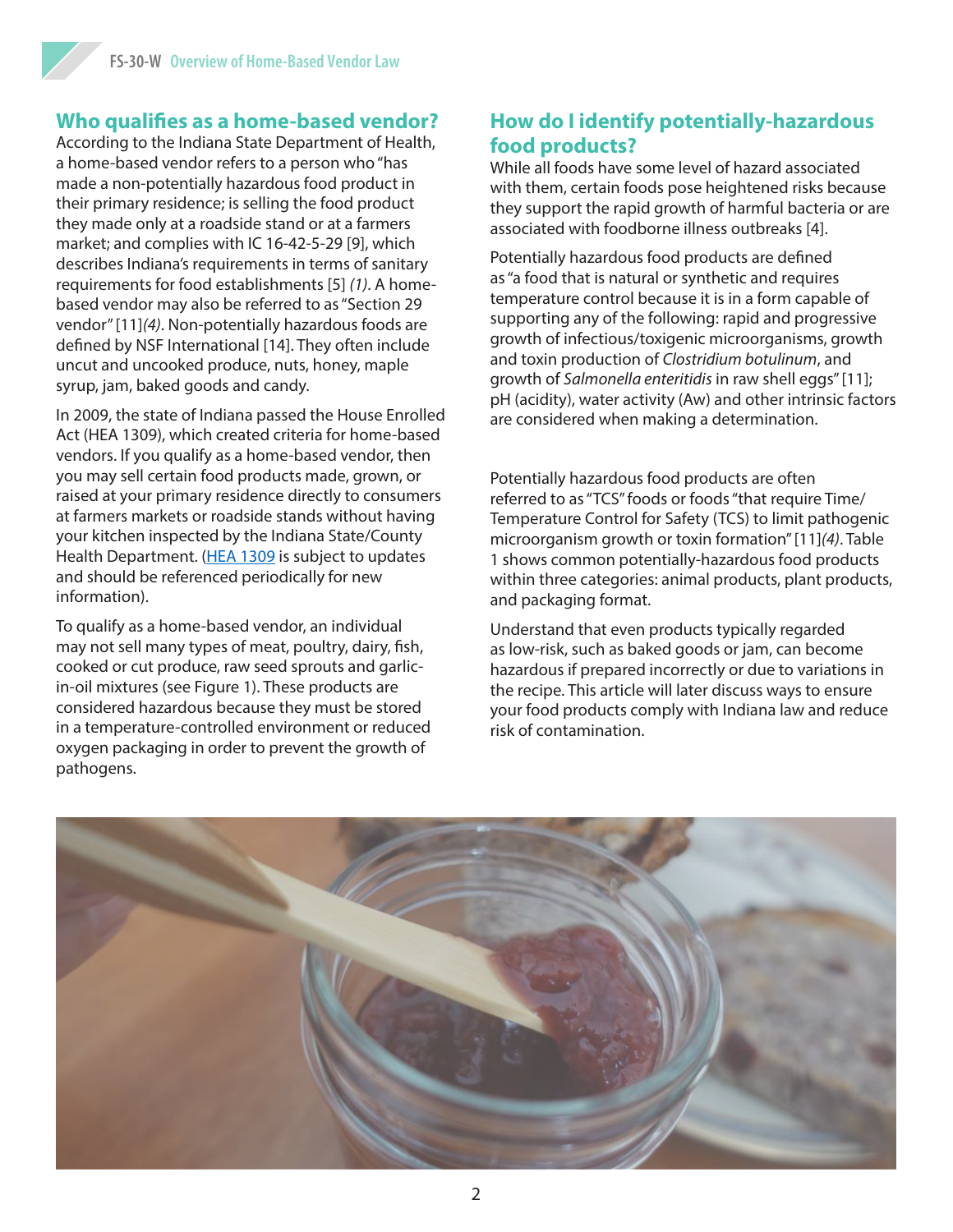## Who qualifies as a home-based vendor?

According to the Indiana State Department of Health, a home-based vendor refers to a person who "has made a non-potentially hazardous food product in their primary residence; is selling the food product they made only at a roadside stand or at a farmers market; and complies with IC 16-42-5-29 [9], which describes Indiana's requirements in terms of sanitary requirements for food establishments [5] *(1)*. A home-based vendor may also be referred to as "Section 29 vendor" [11]*(4)*. Non-potentially hazardous foods are defined by NSF International [14]. They often include uncut and uncooked produce, nuts, honey, maple syrup, jam, baked goods and candy.

In 2009, the state of Indiana passed the House Enrolled Act (HEA 1309), which created criteria for home-based vendors. If you qualify as a home-based vendor, then you may sell certain food products made, grown, or raised at your primary residence directly to consumers at farmers markets or roadside stands without having your kitchen inspected by the Indiana State/County Health Department. (HEA 1309 is subject to updates and should be referenced periodically for new information).

To qualify as a home-based vendor, an individual may not sell many types of meat, poultry, dairy, fish, cooked or cut produce, raw seed sprouts and garlic-in-oil mixtures (see Figure 1). These products are considered hazardous because they must be stored in a temperature-controlled environment or reduced oxygen packaging in order to prevent the growth of pathogens.

## How do I identify potentially-hazardous food products?

While all foods have some level of hazard associated with them, certain foods pose heightened risks because they support the rapid growth of harmful bacteria or are associated with foodborne illness outbreaks [4].

Potentially hazardous food products are defined as "a food that is natural or synthetic and requires temperature control because it is in a form capable of supporting any of the following: rapid and progressive growth of infectious/toxigenic microorganisms, growth and toxin production of *Clostridium botulinum*, and growth of *Salmonella enteritidis* in raw shell eggs" [11]; pH (acidity), water activity (Aw) and other intrinsic factors are considered when making a determination.

Potentially hazardous food products are often referred to as "TCS" foods or foods "that require Time/Temperature Control for Safety (TCS) to limit pathogenic microorganism growth or toxin formation" [11]*(4)*. Table 1 shows common potentially-hazardous food products within three categories: animal products, plant products, and packaging format.

Understand that even products typically regarded as low-risk, such as baked goods or jam, can become hazardous if prepared incorrectly or due to variations in the recipe. This article will later discuss ways to ensure your food products comply with Indiana law and reduce risk of contamination.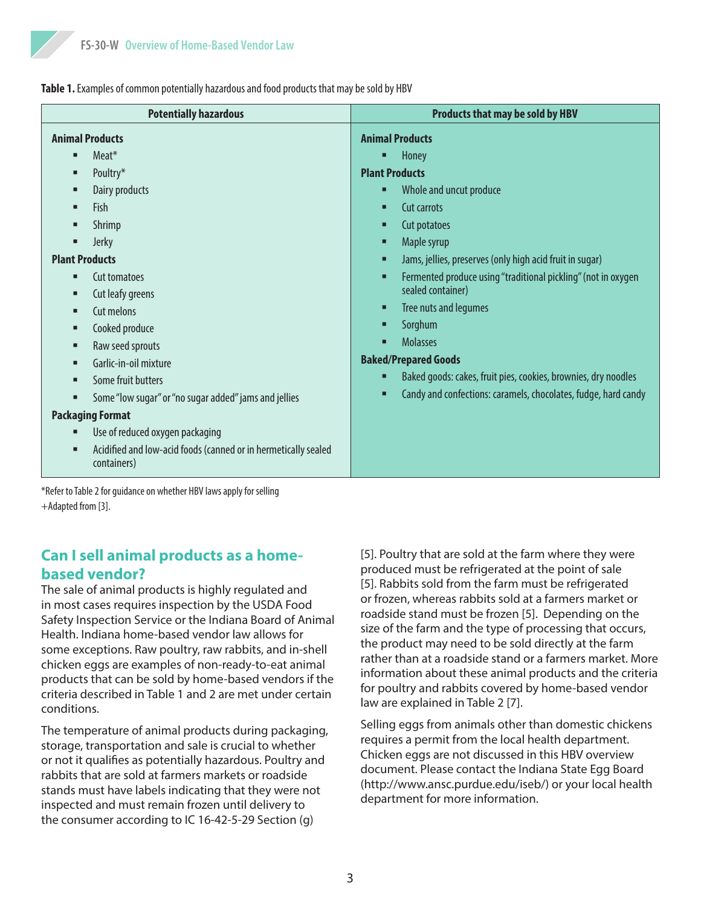**Table 1.** Examples of common potentially hazardous and food products that may be sold by HBV

| Potentially hazardous | Products that may be sold by HBV |
|---|---|
| **Animal Products**<br>▪ Meat*<br>▪ Poultry*<br>▪ Dairy products<br>▪ Fish<br>▪ Shrimp<br>▪ Jerky<br>**Plant Products**<br>▪ Cut tomatoes<br>▪ Cut leafy greens<br>▪ Cut melons<br>▪ Cooked produce<br>▪ Raw seed sprouts<br>▪ Garlic-in-oil mixture<br>▪ Some fruit butters<br>▪ Some "low sugar" or "no sugar added" jams and jellies<br>**Packaging Format**<br>▪ Use of reduced oxygen packaging<br>▪ Acidified and low-acid foods (canned or in hermetically sealed containers) | **Animal Products**<br>▪ Honey<br>**Plant Products**<br>▪ Whole and uncut produce<br>▪ Cut carrots<br>▪ Cut potatoes<br>▪ Maple syrup<br>▪ Jams, jellies, preserves (only high acid fruit in sugar)<br>▪ Fermented produce using "traditional pickling" (not in oxygen sealed container)<br>▪ Tree nuts and legumes<br>▪ Sorghum<br>▪ Molasses<br>**Baked/Prepared Goods**<br>▪ Baked goods: cakes, fruit pies, cookies, brownies, dry noodles<br>▪ Candy and confections: caramels, chocolates, fudge, hard candy |

*Refer to Table 2 for guidance on whether HBV laws apply for selling
+Adapted from [3].

## Can I sell animal products as a home-based vendor?

The sale of animal products is highly regulated and in most cases requires inspection by the USDA Food Safety Inspection Service or the Indiana Board of Animal Health. Indiana home-based vendor law allows for some exceptions. Raw poultry, raw rabbits, and in-shell chicken eggs are examples of non-ready-to-eat animal products that can be sold by home-based vendors if the criteria described in Table 1 and 2 are met under certain conditions.

The temperature of animal products during packaging, storage, transportation and sale is crucial to whether or not it qualifies as potentially hazardous. Poultry and rabbits that are sold at farmers markets or roadside stands must have labels indicating that they were not inspected and must remain frozen until delivery to the consumer according to IC 16-42-5-29 Section (g) [5]. Poultry that are sold at the farm where they were produced must be refrigerated at the point of sale [5]. Rabbits sold from the farm must be refrigerated or frozen, whereas rabbits sold at a farmers market or roadside stand must be frozen [5]. Depending on the size of the farm and the type of processing that occurs, the product may need to be sold directly at the farm rather than at a roadside stand or a farmers market. More information about these animal products and the criteria for poultry and rabbits covered by home-based vendor law are explained in Table 2 [7].

Selling eggs from animals other than domestic chickens requires a permit from the local health department. Chicken eggs are not discussed in this HBV overview document. Please contact the Indiana State Egg Board (http://www.ansc.purdue.edu/iseb/) or your local health department for more information.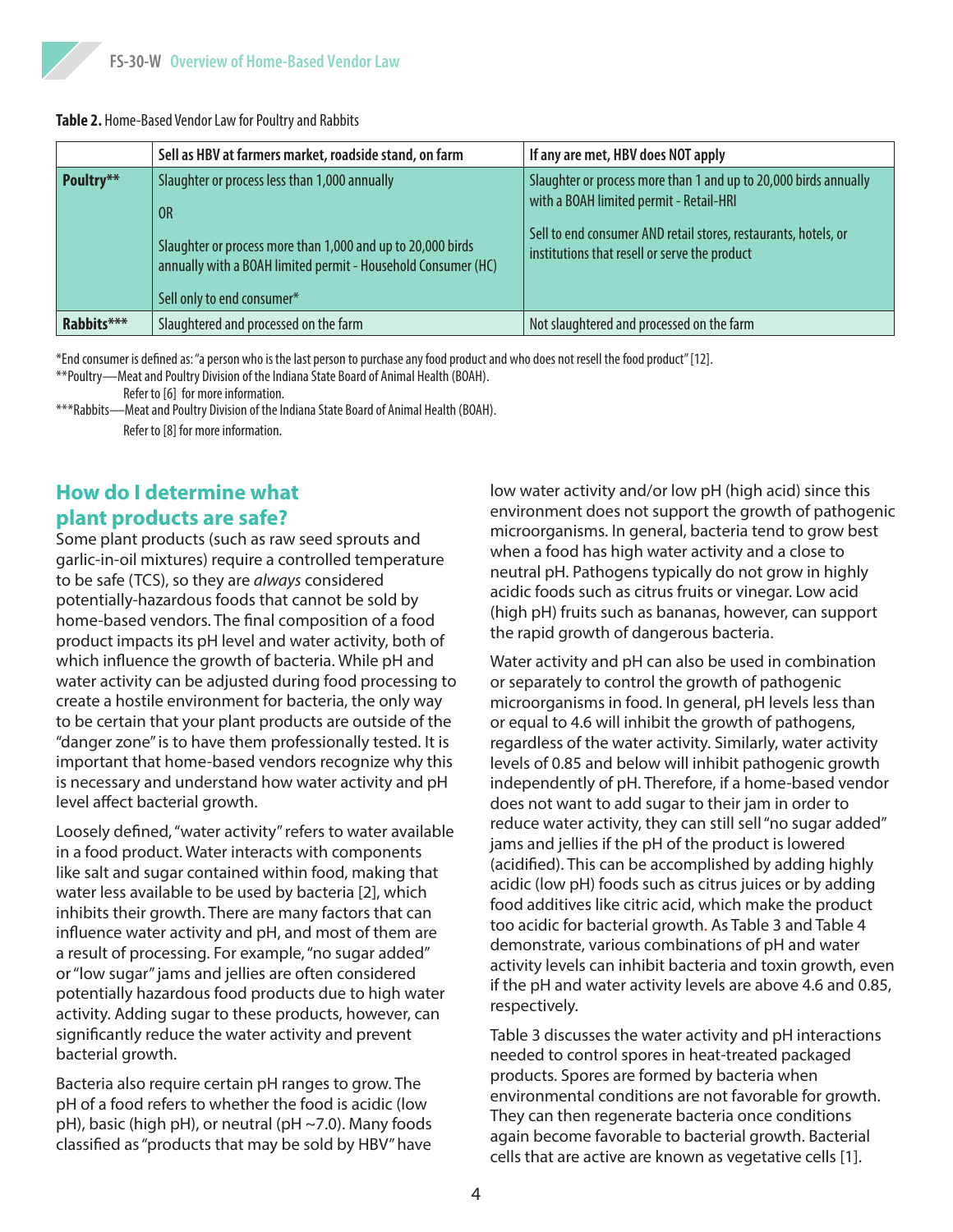**Table 2.** Home-Based Vendor Law for Poultry and Rabbits

| | Sell as HBV at farmers market, roadside stand, on farm | If any are met, HBV does NOT apply |
|---|---|---|
| **Poultry**** | Slaughter or process less than 1,000 annually<br><br>OR<br><br>Slaughter or process more than 1,000 and up to 20,000 birds annually with a BOAH limited permit - Household Consumer (HC)<br><br>Sell only to end consumer* | Slaughter or process more than 1 and up to 20,000 birds annually with a BOAH limited permit - Retail-HRI<br><br>Sell to end consumer AND retail stores, restaurants, hotels, or institutions that resell or serve the product |
| **Rabbits***** | Slaughtered and processed on the farm | Not slaughtered and processed on the farm |

*End consumer is defined as: "a person who is the last person to purchase any food product and who does not resell the food product" [12].

**Poultry—Meat and Poultry Division of the Indiana State Board of Animal Health (BOAH).
Refer to [6] for more information.

***Rabbits—Meat and Poultry Division of the Indiana State Board of Animal Health (BOAH).
Refer to [8] for more information.

## How do I determine what plant products are safe?

Some plant products (such as raw seed sprouts and garlic-in-oil mixtures) require a controlled temperature to be safe (TCS), so they are *always* considered potentially-hazardous foods that cannot be sold by home-based vendors. The final composition of a food product impacts its pH level and water activity, both of which influence the growth of bacteria. While pH and water activity can be adjusted during food processing to create a hostile environment for bacteria, the only way to be certain that your plant products are outside of the "danger zone" is to have them professionally tested. It is important that home-based vendors recognize why this is necessary and understand how water activity and pH level affect bacterial growth.

Loosely defined, "water activity" refers to water available in a food product. Water interacts with components like salt and sugar contained within food, making that water less available to be used by bacteria [2], which inhibits their growth. There are many factors that can influence water activity and pH, and most of them are a result of processing. For example, "no sugar added" or "low sugar" jams and jellies are often considered potentially hazardous food products due to high water activity. Adding sugar to these products, however, can significantly reduce the water activity and prevent bacterial growth.

Bacteria also require certain pH ranges to grow. The pH of a food refers to whether the food is acidic (low pH), basic (high pH), or neutral (pH ~7.0). Many foods classified as "products that may be sold by HBV" have low water activity and/or low pH (high acid) since this environment does not support the growth of pathogenic microorganisms. In general, bacteria tend to grow best when a food has high water activity and a close to neutral pH. Pathogens typically do not grow in highly acidic foods such as citrus fruits or vinegar. Low acid (high pH) fruits such as bananas, however, can support the rapid growth of dangerous bacteria.

Water activity and pH can also be used in combination or separately to control the growth of pathogenic microorganisms in food. In general, pH levels less than or equal to 4.6 will inhibit the growth of pathogens, regardless of the water activity. Similarly, water activity levels of 0.85 and below will inhibit pathogenic growth independently of pH. Therefore, if a home-based vendor does not want to add sugar to their jam in order to reduce water activity, they can still sell "no sugar added" jams and jellies if the pH of the product is lowered (acidified). This can be accomplished by adding highly acidic (low pH) foods such as citrus juices or by adding food additives like citric acid, which make the product too acidic for bacterial growth. As Table 3 and Table 4 demonstrate, various combinations of pH and water activity levels can inhibit bacteria and toxin growth, even if the pH and water activity levels are above 4.6 and 0.85, respectively.

Table 3 discusses the water activity and pH interactions needed to control spores in heat-treated packaged products. Spores are formed by bacteria when environmental conditions are not favorable for growth. They can then regenerate bacteria once conditions again become favorable to bacterial growth. Bacterial cells that are active are known as vegetative cells [1].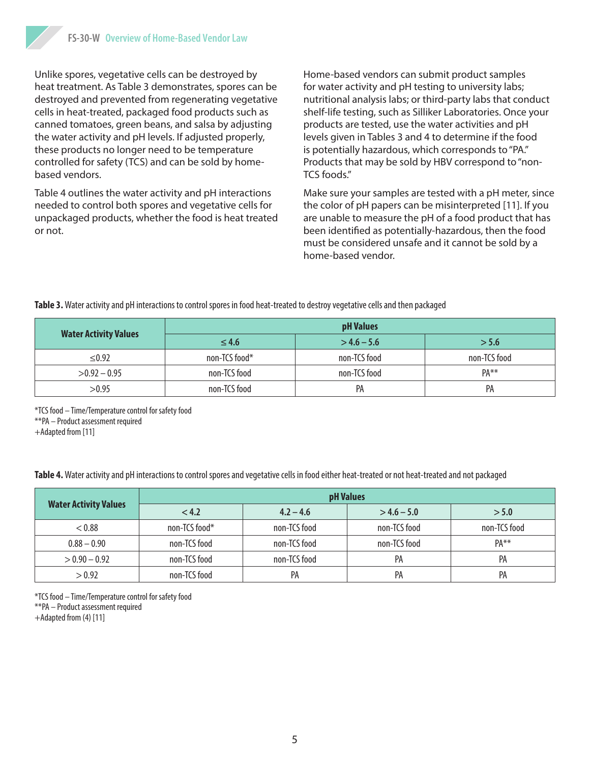Unlike spores, vegetative cells can be destroyed by heat treatment. As Table 3 demonstrates, spores can be destroyed and prevented from regenerating vegetative cells in heat-treated, packaged food products such as canned tomatoes, green beans, and salsa by adjusting the water activity and pH levels. If adjusted properly, these products no longer need to be temperature controlled for safety (TCS) and can be sold by home-based vendors.

Table 4 outlines the water activity and pH interactions needed to control both spores and vegetative cells for unpackaged products, whether the food is heat treated or not.

Home-based vendors can submit product samples for water activity and pH testing to university labs; nutritional analysis labs; or third-party labs that conduct shelf-life testing, such as Silliker Laboratories. Once your products are tested, use the water activities and pH levels given in Tables 3 and 4 to determine if the food is potentially hazardous, which corresponds to "PA." Products that may be sold by HBV correspond to "non-TCS foods."

Make sure your samples are tested with a pH meter, since the color of pH papers can be misinterpreted [11]. If you are unable to measure the pH of a food product that has been identified as potentially-hazardous, then the food must be considered unsafe and it cannot be sold by a home-based vendor.

**Table 3.** Water activity and pH interactions to control spores in food heat-treated to destroy vegetative cells and then packaged

| Water Activity Values | pH Values | | |
|---|---|---|---|
| | ≤ 4.6 | > 4.6 – 5.6 | > 5.6 |
| ≤0.92 | non-TCS food* | non-TCS food | non-TCS food |
| >0.92 – 0.95 | non-TCS food | non-TCS food | PA** |
| >0.95 | non-TCS food | PA | PA |

*TCS food – Time/Temperature control for safety food
**PA – Product assessment required
+Adapted from [11]

**Table 4.** Water activity and pH interactions to control spores and vegetative cells in food either heat-treated or not heat-treated and not packaged

| Water Activity Values | pH Values | | | |
|---|---|---|---|---|
| | < 4.2 | 4.2 – 4.6 | > 4.6 – 5.0 | > 5.0 |
| < 0.88 | non-TCS food* | non-TCS food | non-TCS food | non-TCS food |
| 0.88 – 0.90 | non-TCS food | non-TCS food | non-TCS food | PA** |
| > 0.90 – 0.92 | non-TCS food | non-TCS food | PA | PA |
| > 0.92 | non-TCS food | PA | PA | PA |

*TCS food – Time/Temperature control for safety food
**PA – Product assessment required
+Adapted from (4) [11]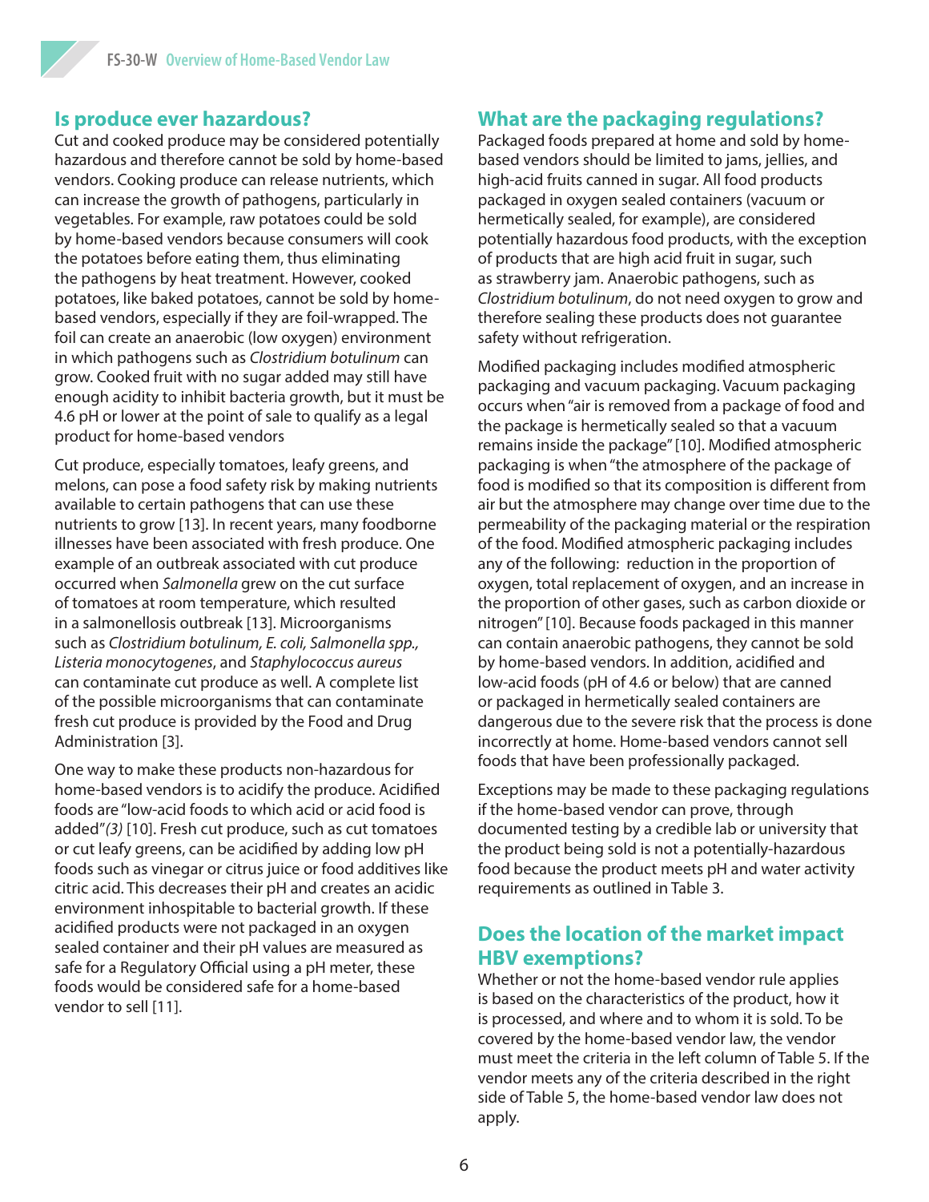## Is produce ever hazardous?

Cut and cooked produce may be considered potentially hazardous and therefore cannot be sold by home-based vendors. Cooking produce can release nutrients, which can increase the growth of pathogens, particularly in vegetables. For example, raw potatoes could be sold by home-based vendors because consumers will cook the potatoes before eating them, thus eliminating the pathogens by heat treatment. However, cooked potatoes, like baked potatoes, cannot be sold by home-based vendors, especially if they are foil-wrapped. The foil can create an anaerobic (low oxygen) environment in which pathogens such as *Clostridium botulinum* can grow. Cooked fruit with no sugar added may still have enough acidity to inhibit bacteria growth, but it must be 4.6 pH or lower at the point of sale to qualify as a legal product for home-based vendors

Cut produce, especially tomatoes, leafy greens, and melons, can pose a food safety risk by making nutrients available to certain pathogens that can use these nutrients to grow [13]. In recent years, many foodborne illnesses have been associated with fresh produce. One example of an outbreak associated with cut produce occurred when *Salmonella* grew on the cut surface of tomatoes at room temperature, which resulted in a salmonellosis outbreak [13]. Microorganisms such as *Clostridium botulinum, E. coli, Salmonella spp., Listeria monocytogenes*, and *Staphylococcus aureus* can contaminate cut produce as well. A complete list of the possible microorganisms that can contaminate fresh cut produce is provided by the Food and Drug Administration [3].

One way to make these products non-hazardous for home-based vendors is to acidify the produce. Acidified foods are "low-acid foods to which acid or acid food is added"*(3)* [10]. Fresh cut produce, such as cut tomatoes or cut leafy greens, can be acidified by adding low pH foods such as vinegar or citrus juice or food additives like citric acid. This decreases their pH and creates an acidic environment inhospitable to bacterial growth. If these acidified products were not packaged in an oxygen sealed container and their pH values are measured as safe for a Regulatory Official using a pH meter, these foods would be considered safe for a home-based vendor to sell [11].

## What are the packaging regulations?

Packaged foods prepared at home and sold by home-based vendors should be limited to jams, jellies, and high-acid fruits canned in sugar. All food products packaged in oxygen sealed containers (vacuum or hermetically sealed, for example), are considered potentially hazardous food products, with the exception of products that are high acid fruit in sugar, such as strawberry jam. Anaerobic pathogens, such as *Clostridium botulinum*, do not need oxygen to grow and therefore sealing these products does not guarantee safety without refrigeration.

Modified packaging includes modified atmospheric packaging and vacuum packaging. Vacuum packaging occurs when "air is removed from a package of food and the package is hermetically sealed so that a vacuum remains inside the package" [10]. Modified atmospheric packaging is when "the atmosphere of the package of food is modified so that its composition is different from air but the atmosphere may change over time due to the permeability of the packaging material or the respiration of the food. Modified atmospheric packaging includes any of the following: reduction in the proportion of oxygen, total replacement of oxygen, and an increase in the proportion of other gases, such as carbon dioxide or nitrogen" [10]. Because foods packaged in this manner can contain anaerobic pathogens, they cannot be sold by home-based vendors. In addition, acidified and low-acid foods (pH of 4.6 or below) that are canned or packaged in hermetically sealed containers are dangerous due to the severe risk that the process is done incorrectly at home. Home-based vendors cannot sell foods that have been professionally packaged.

Exceptions may be made to these packaging regulations if the home-based vendor can prove, through documented testing by a credible lab or university that the product being sold is not a potentially-hazardous food because the product meets pH and water activity requirements as outlined in Table 3.

## Does the location of the market impact HBV exemptions?

Whether or not the home-based vendor rule applies is based on the characteristics of the product, how it is processed, and where and to whom it is sold. To be covered by the home-based vendor law, the vendor must meet the criteria in the left column of Table 5. If the vendor meets any of the criteria described in the right side of Table 5, the home-based vendor law does not apply.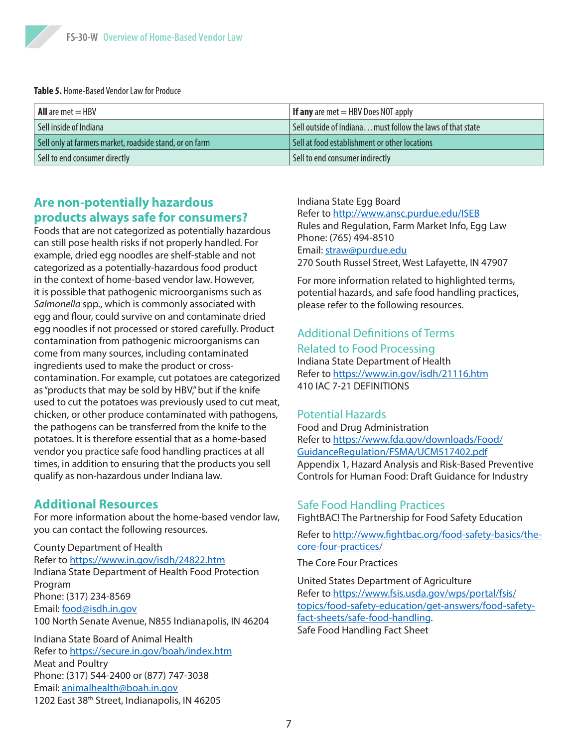**Table 5.** Home-Based Vendor Law for Produce

| **All** are met = HBV | **If any** are met = HBV Does NOT apply |
|---|---|
| Sell inside of Indiana | Sell outside of Indiana . . . must follow the laws of that state |
| Sell only at farmers market, roadside stand, or on farm | Sell at food establishment or other locations |
| Sell to end consumer directly | Sell to end consumer indirectly |

## Are non-potentially hazardous products always safe for consumers?

Foods that are not categorized as potentially hazardous can still pose health risks if not properly handled. For example, dried egg noodles are shelf-stable and not categorized as a potentially-hazardous food product in the context of home-based vendor law. However, it is possible that pathogenic microorganisms such as *Salmonella* spp., which is commonly associated with egg and flour, could survive on and contaminate dried egg noodles if not processed or stored carefully. Product contamination from pathogenic microorganisms can come from many sources, including contaminated ingredients used to make the product or cross-contamination. For example, cut potatoes are categorized as "products that may be sold by HBV," but if the knife used to cut the potatoes was previously used to cut meat, chicken, or other produce contaminated with pathogens, the pathogens can be transferred from the knife to the potatoes. It is therefore essential that as a home-based vendor you practice safe food handling practices at all times, in addition to ensuring that the products you sell qualify as non-hazardous under Indiana law.

## Additional Resources

For more information about the home-based vendor law, you can contact the following resources.

County Department of Health
Refer to https://www.in.gov/isdh/24822.htm
Indiana State Department of Health Food Protection Program
Phone: (317) 234-8569
Email: food@isdh.in.gov
100 North Senate Avenue, N855 Indianapolis, IN 46204

Indiana State Board of Animal Health
Refer to https://secure.in.gov/boah/index.htm
Meat and Poultry
Phone: (317) 544-2400 or (877) 747-3038
Email: animalhealth@boah.in.gov
1202 East 38th Street, Indianapolis, IN 46205

Indiana State Egg Board
Refer to http://www.ansc.purdue.edu/ISEB
Rules and Regulation, Farm Market Info, Egg Law
Phone: (765) 494-8510
Email: straw@purdue.edu
270 South Russel Street, West Lafayette, IN 47907

For more information related to highlighted terms, potential hazards, and safe food handling practices, please refer to the following resources.

### Additional Definitions of Terms Related to Food Processing

Indiana State Department of Health
Refer to https://www.in.gov/isdh/21116.htm
410 IAC 7-21 DEFINITIONS

### Potential Hazards

Food and Drug Administration
Refer to https://www.fda.gov/downloads/Food/GuidanceRegulation/FSMA/UCM517402.pdf
Appendix 1, Hazard Analysis and Risk-Based Preventive Controls for Human Food: Draft Guidance for Industry

### Safe Food Handling Practices

FightBAC! The Partnership for Food Safety Education

Refer to http://www.fightbac.org/food-safety-basics/the-core-four-practices/

The Core Four Practices

United States Department of Agriculture
Refer to https://www.fsis.usda.gov/wps/portal/fsis/topics/food-safety-education/get-answers/food-safety-fact-sheets/safe-food-handling.
Safe Food Handling Fact Sheet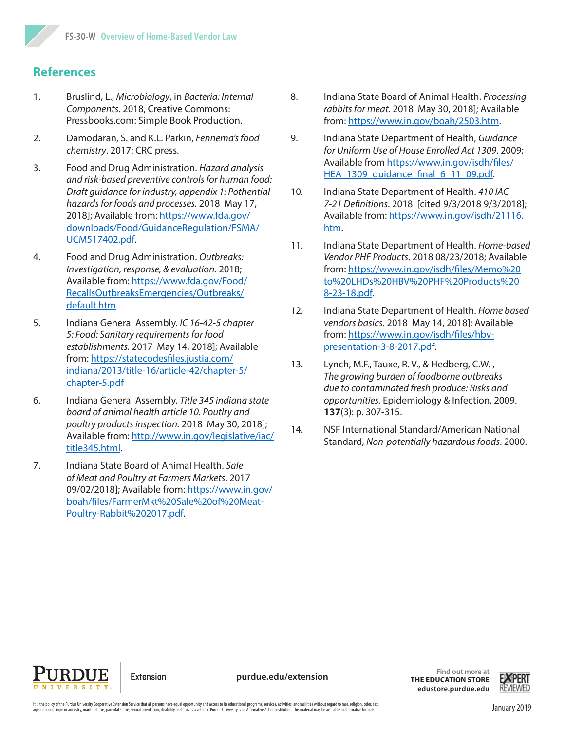## References

1. Bruslind, L., *Microbiology*, in *Bacteria: Internal Components*. 2018, Creative Commons: Pressbooks.com: Simple Book Production.
2. Damodaran, S. and K.L. Parkin, *Fennema's food chemistry*. 2017: CRC press.
3. Food and Drug Administration. *Hazard analysis and risk-based preventive controls for human food: Draft guidance for industry, appendix 1: Potential hazards for foods and processes.* 2018 May 17, 2018]; Available from: https://www.fda.gov/downloads/Food/GuidanceRegulation/FSMA/UCM517402.pdf.
4. Food and Drug Administration. *Outbreaks: Investigation, response, & evaluation.* 2018; Available from: https://www.fda.gov/Food/RecallsOutbreaksEmergencies/Outbreaks/default.htm.
5. Indiana General Assembly. *IC 16-42-5 chapter 5: Food: Sanitary requirements for food establishments.* 2017 May 14, 2018]; Available from: https://statecodesfiles.justia.com/indiana/2013/title-16/article-42/chapter-5/chapter-5.pdf
6. Indiana General Assembly. *Title 345 indiana state board of animal health article 10. Poutlry and poultry products inspection.* 2018 May 30, 2018]; Available from: http://www.in.gov/legislative/iac/title345.html.
7. Indiana State Board of Animal Health. *Sale of Meat and Poultry at Farmers Markets*. 2017 09/02/2018]; Available from: https://www.in.gov/boah/files/FarmerMkt%20Sale%20of%20Meat-Poultry-Rabbit%202017.pdf.
8. Indiana State Board of Animal Health. *Processing rabbits for meat.* 2018 May 30, 2018]; Available from: https://www.in.gov/boah/2503.htm.
9. Indiana State Department of Health, *Guidance for Uniform Use of House Enrolled Act 1309*. 2009; Available from https://www.in.gov/isdh/files/HEA_1309_guidance_final_6_11_09.pdf.
10. Indiana State Department of Health. *410 IAC 7-21 Definitions*. 2018 [cited 9/3/2018 9/3/2018]; Available from: https://www.in.gov/isdh/21116.htm.
11. Indiana State Department of Health. *Home-based Vendor PHF Products*. 2018 08/23/2018; Available from: https://www.in.gov/isdh/files/Memo%20to%20LHDs%20HBV%20PHF%20Products%208-23-18.pdf.
12. Indiana State Department of Health. *Home based vendors basics*. 2018 May 14, 2018]; Available from: https://www.in.gov/isdh/files/hbv-presentation-3-8-2017.pdf.
13. Lynch, M.F., Tauxe, R. V., & Hedberg, C.W. , *The growing burden of foodborne outbreaks due to contaminated fresh produce: Risks and opportunities.* Epidemiology & Infection, 2009. **137**(3): p. 307-315.
14. NSF International Standard/American National Standard, *Non-potentially hazardous foods*. 2000.

PURDUE UNIVERSITY Extension purdue.edu/extension

Find out more at THE EDUCATION STORE edustore.purdue.edu

EXPERT REVIEWED

It is the policy of the Purdue University Cooperative Extension Service that all persons have equal opportunity and access to its educational programs, services, activities, and facilities without regard to race, religion, color, sex, age, national origin or ancestry, marital status, parental status, sexual orientation, disability or status as a veteran. Purdue University is an Affirmative Action institution. This material may be available in alternative formats.

January 2019